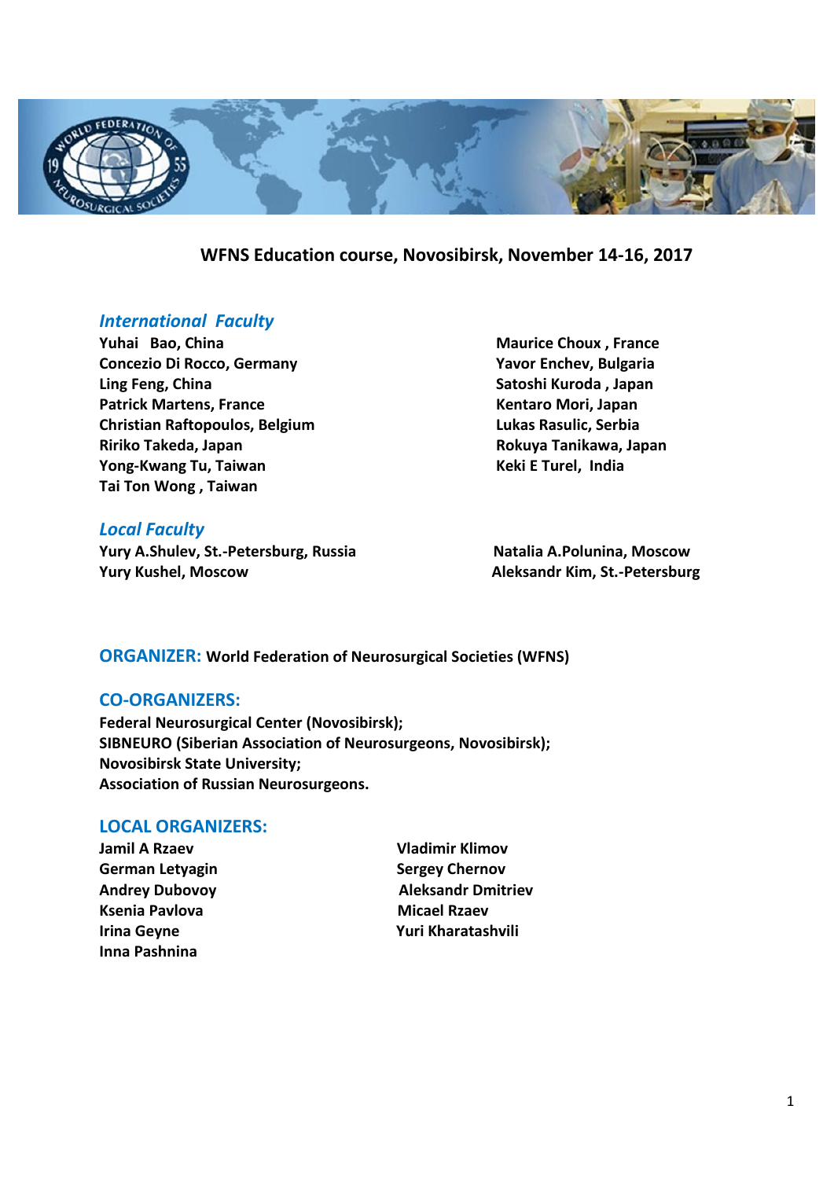# WFNS Education course, Novosibirsk, November 14-16, 2017

## *International Faculty*

**Yuhai Bao, China**
**Concezio Di Rocco, Germany**
**Ling Feng, China**
**Patrick Martens, France**
**Christian Raftopoulos, Belgium**
**Ririko Takeda, Japan**
**Yong-Kwang Tu, Taiwan**
**Tai Ton Wong , Taiwan**
**Maurice Choux , France**
**Yavor Enchev, Bulgaria**
**Satoshi Kuroda , Japan**
**Kentaro Mori, Japan**
**Lukas Rasulic, Serbia**
**Rokuya Tanikawa, Japan**
**Keki E Turel, India**

## *Local Faculty*

**Yury A.Shulev, St.-Petersburg, Russia**
**Yury Kushel, Moscow**
**Natalia A.Polunina, Moscow**
**Aleksandr Kim, St.-Petersburg**

**ORGANIZER:** **World Federation of Neurosurgical Societies (WFNS)**

## CO-ORGANIZERS:

**Federal Neurosurgical Center (Novosibirsk);**
**SIBNEURO (Siberian Association of Neurosurgeons, Novosibirsk);**
**Novosibirsk State University;**
**Association of Russian Neurosurgeons.**

## LOCAL ORGANIZERS:

**Jamil A Rzaev**
**German Letyagin**
**Andrey Dubovoy**
**Ksenia Pavlova**
**Irina Geyne**
**Inna Pashnina**
**Vladimir Klimov**
**Sergey Chernov**
**Aleksandr Dmitriev**
**Micael Rzaev**
**Yuri Kharatashvili**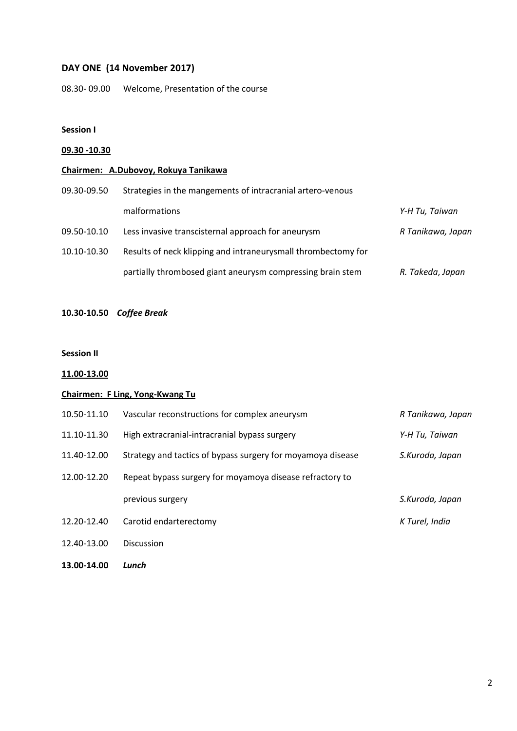## DAY ONE (14 November 2017)

08.30- 09.00 Welcome, Presentation of the course

**Session I**

**<u>09.30 -10.30</u>**

**<u>Chairmen: A.Dubovoy, Rokuya Tanikawa</u>**

| | | |
|---|---|---|
| 09.30-09.50 | Strategies in the mangements of intracranial artero-venous malformations | *Y-H Tu, Taiwan* |
| 09.50-10.10 | Less invasive transcisternal approach for aneurysm | *R Tanikawa, Japan* |
| 10.10-10.30 | Results of neck klipping and intraneurysmall thrombectomy for partially thrombosed giant aneurysm compressing brain stem | *R. Takeda, Japan* |

**10.30-10.50** ***Coffee Break***

**Session II**

**<u>11.00-13.00</u>**

**<u>Chairmen: F Ling, Yong-Kwang Tu</u>**

| | | |
|---|---|---|
| 10.50-11.10 | Vascular reconstructions for complex aneurysm | *R Tanikawa, Japan* |
| 11.10-11.30 | High extracranial-intracranial bypass surgery | *Y-H Tu, Taiwan* |
| 11.40-12.00 | Strategy and tactics of bypass surgery for moyamoya disease | *S.Kuroda, Japan* |
| 12.00-12.20 | Repeat bypass surgery for moyamoya disease refractory to previous surgery | *S.Kuroda, Japan* |
| 12.20-12.40 | Carotid endarterectomy | *K Turel, India* |
| 12.40-13.00 | Discussion | |
| **13.00-14.00** | ***Lunch*** | |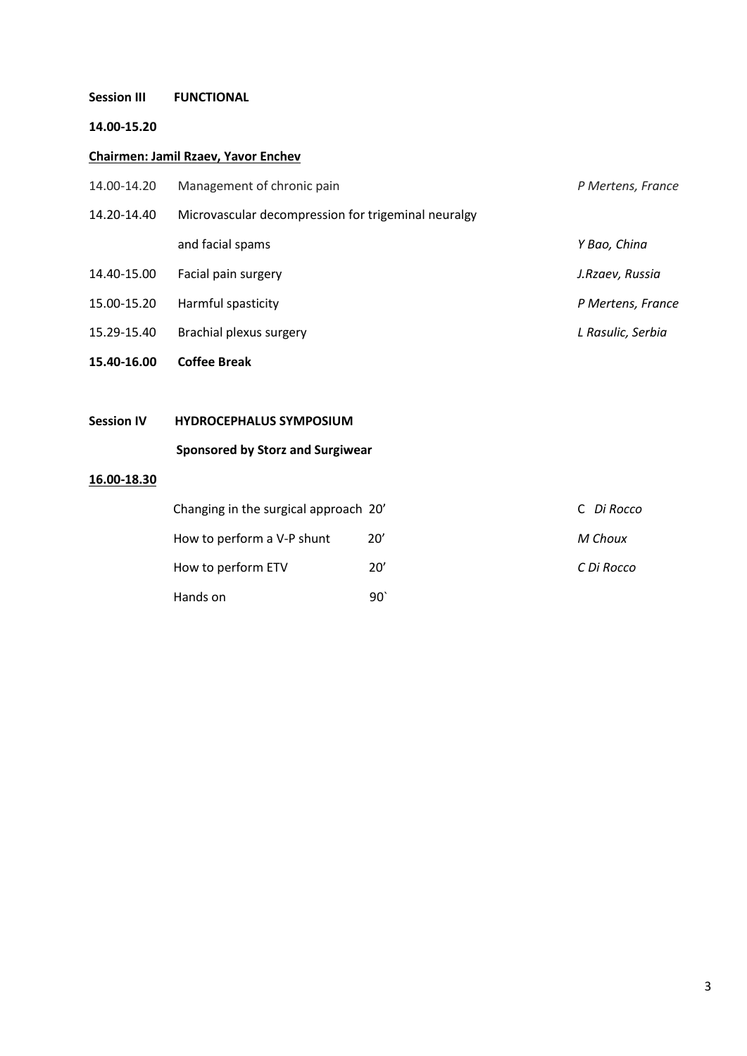**Session III FUNCTIONAL**

**14.00-15.20**

**Chairmen: Jamil Rzaev, Yavor Enchev**

| | | |
|---|---|---|
| 14.00-14.20 | Management of chronic pain | *P Mertens, France* |
| 14.20-14.40 | Microvascular decompression for trigeminal neuralgy and facial spams | *Y Bao, China* |
| 14.40-15.00 | Facial pain surgery | *J.Rzaev, Russia* |
| 15.00-15.20 | Harmful spasticity | *P Mertens, France* |
| 15.29-15.40 | Brachial plexus surgery | *L Rasulic, Serbia* |
| **15.40-16.00** | **Coffee Break** | |

**Session IV HYDROCEPHALUS SYMPOSIUM**

**Sponsored by Storz and Surgiwear**

**16.00-18.30**

| | | |
|---|---|---|
| Changing in the surgical approach | 20’ | C *Di Rocco* |
| How to perform a V-P shunt | 20’ | *M Choux* |
| How to perform ETV | 20’ | *C Di Rocco* |
| Hands on | 90` | |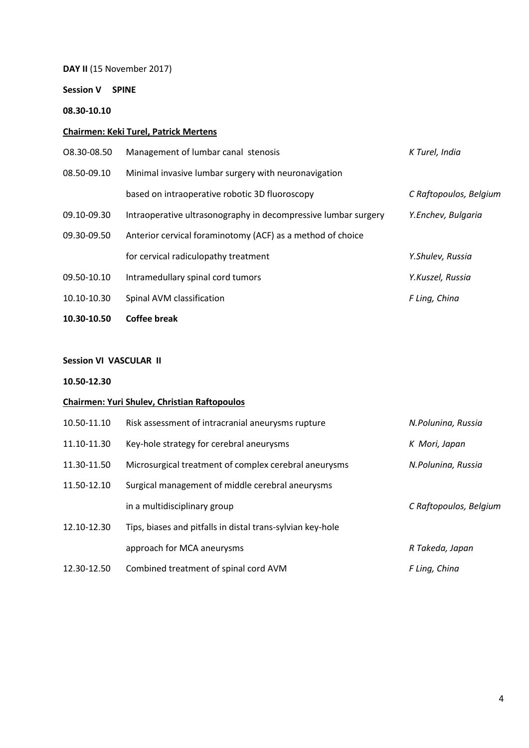**DAY II** (15 November 2017)

**Session V SPINE**

**08.30-10.10**

**Chairmen: Keki Turel, Patrick Mertens**

| | | |
|---|---|---|
| O8.30-08.50 | Management of lumbar canal stenosis | *K Turel, India* |
| 08.50-09.10 | Minimal invasive lumbar surgery with neuronavigation based on intraoperative robotic 3D fluoroscopy | *C Raftopoulos, Belgium* |
| 09.10-09.30 | Intraoperative ultrasonography in decompressive lumbar surgery | *Y.Enchev, Bulgaria* |
| 09.30-09.50 | Anterior cervical foraminotomy (ACF) as a method of choice for cervical radiculopathy treatment | *Y.Shulev, Russia* |
| 09.50-10.10 | Intramedullary spinal cord tumors | *Y.Kuszel, Russia* |
| 10.10-10.30 | Spinal AVM classification | *F Ling, China* |
| **10.30-10.50** | **Coffee break** | |

**Session VI VASCULAR II**

**10.50-12.30**

**Chairmen: Yuri Shulev, Christian Raftopoulos**

| | | |
|---|---|---|
| 10.50-11.10 | Risk assessment of intracranial aneurysms rupture | *N.Polunina, Russia* |
| 11.10-11.30 | Key-hole strategy for cerebral aneurysms | *K Mori, Japan* |
| 11.30-11.50 | Microsurgical treatment of complex cerebral aneurysms | *N.Polunina, Russia* |
| 11.50-12.10 | Surgical management of middle cerebral aneurysms in a multidisciplinary group | *C Raftopoulos, Belgium* |
| 12.10-12.30 | Tips, biases and pitfalls in distal trans-sylvian key-hole approach for MCA aneurysms | *R Takeda, Japan* |
| 12.30-12.50 | Combined treatment of spinal cord AVM | *F Ling, China* |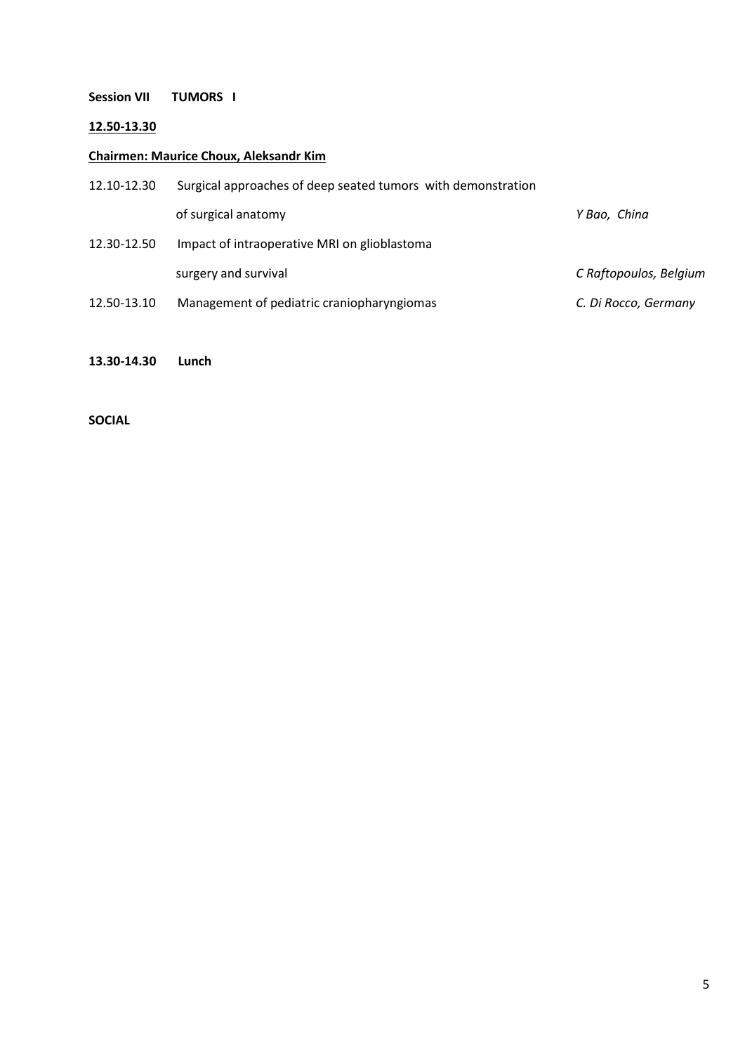**Session VII TUMORS I**

**12.50-13.30**

**Chairmen: Maurice Choux, Aleksandr Kim**

| | | |
|---|---|---|
| 12.10-12.30 | Surgical approaches of deep seated tumors with demonstration of surgical anatomy | *Y Bao, China* |
| 12.30-12.50 | Impact of intraoperative MRI on glioblastoma surgery and survival | *C Raftopoulos, Belgium* |
| 12.50-13.10 | Management of pediatric craniopharyngiomas | *C. Di Rocco, Germany* |

**13.30-14.30 Lunch**

**SOCIAL**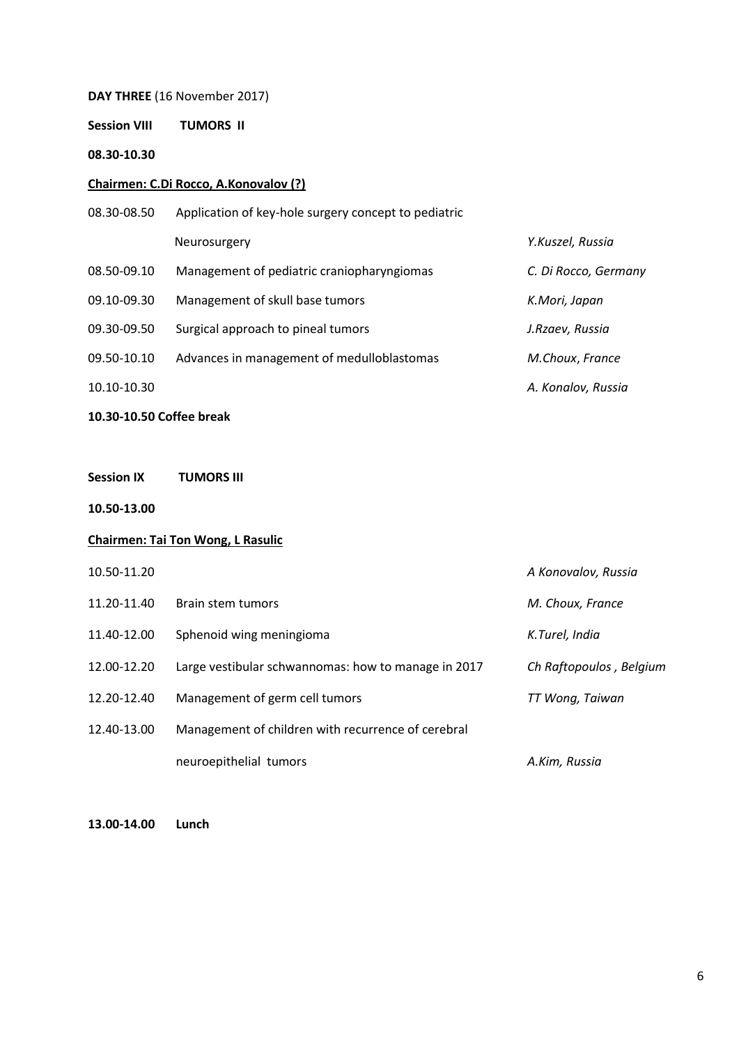**DAY THREE** (16 November 2017)

**Session VIII TUMORS II**

**08.30-10.30**

**Chairmen: C.Di Rocco, A.Konovalov (?)**

| | | |
|---|---|---|
| 08.30-08.50 | Application of key-hole surgery concept to pediatric Neurosurgery | *Y.Kuszel, Russia* |
| 08.50-09.10 | Management of pediatric craniopharyngiomas | *C. Di Rocco, Germany* |
| 09.10-09.30 | Management of skull base tumors | *K.Mori, Japan* |
| 09.30-09.50 | Surgical approach to pineal tumors | *J.Rzaev, Russia* |
| 09.50-10.10 | Advances in management of medulloblastomas | *M.Choux, France* |
| 10.10-10.30 | | *A. Konalov, Russia* |

**10.30-10.50 Coffee break**

**Session IX TUMORS III**

**10.50-13.00**

**Chairmen: Tai Ton Wong, L Rasulic**

| | | |
|---|---|---|
| 10.50-11.20 | | *A Konovalov, Russia* |
| 11.20-11.40 | Brain stem tumors | *M. Choux, France* |
| 11.40-12.00 | Sphenoid wing meningioma | *K.Turel, India* |
| 12.00-12.20 | Large vestibular schwannomas: how to manage in 2017 | *Ch Raftopoulos , Belgium* |
| 12.20-12.40 | Management of germ cell tumors | *TT Wong, Taiwan* |
| 12.40-13.00 | Management of children with recurrence of cerebral neuroepithelial tumors | *A.Kim, Russia* |

**13.00-14.00 Lunch**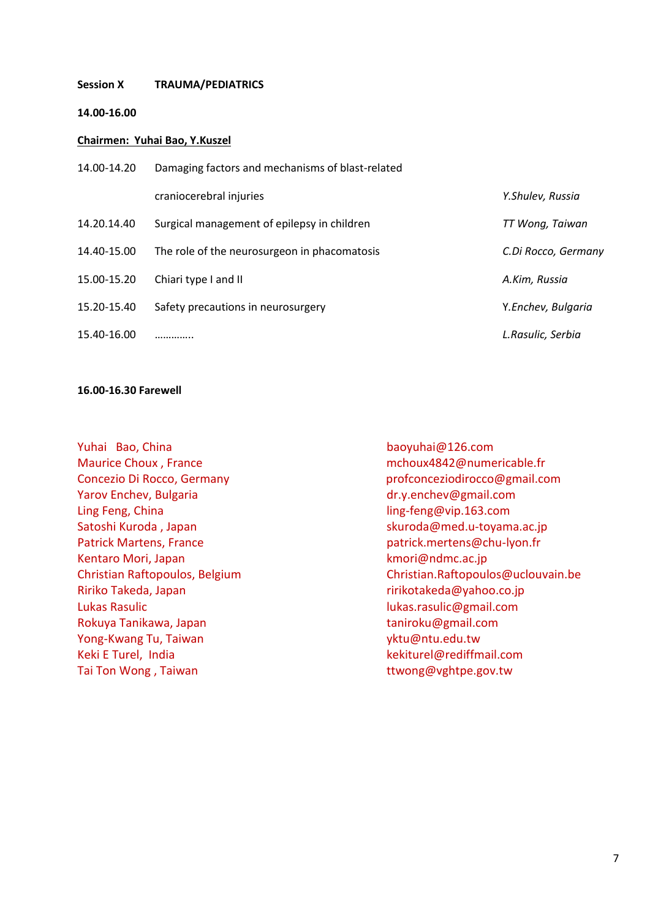**Session X TRAUMA/PEDIATRICS**

**14.00-16.00**

**Chairmen: Yuhai Bao, Y.Kuszel**

| | | |
|---|---|---|
| 14.00-14.20 | Damaging factors and mechanisms of blast-related craniocerebral injuries | *Y.Shulev, Russia* |
| 14.20.14.40 | Surgical management of epilepsy in children | *TT Wong, Taiwan* |
| 14.40-15.00 | The role of the neurosurgeon in phacomatosis | *C.Di Rocco, Germany* |
| 15.00-15.20 | Chiari type I and II | *A.Kim, Russia* |
| 15.20-15.40 | Safety precautions in neurosurgery | Y.*Enchev, Bulgaria* |
| 15.40-16.00 | ………….. | *L.Rasulic, Serbia* |

**16.00-16.30 Farewell**

| | |
|---|---|
| Yuhai Bao, China | baoyuhai@126.com |
| Maurice Choux , France | mchoux4842@numericable.fr |
| Concezio Di Rocco, Germany | profconceziodirocco@gmail.com |
| Yarov Enchev, Bulgaria | dr.y.enchev@gmail.com |
| Ling Feng, China | ling-feng@vip.163.com |
| Satoshi Kuroda , Japan | skuroda@med.u-toyama.ac.jp |
| Patrick Martens, France | patrick.mertens@chu-lyon.fr |
| Kentaro Mori, Japan | kmori@ndmc.ac.jp |
| Christian Raftopoulos, Belgium | Christian.Raftopoulos@uclouvain.be |
| Ririko Takeda, Japan | ririkotakeda@yahoo.co.jp |
| Lukas Rasulic | lukas.rasulic@gmail.com |
| Rokuya Tanikawa, Japan | taniroku@gmail.com |
| Yong-Kwang Tu, Taiwan | yktu@ntu.edu.tw |
| Keki E Turel, India | kekiturel@rediffmail.com |
| Tai Ton Wong , Taiwan | ttwong@vghtpe.gov.tw |